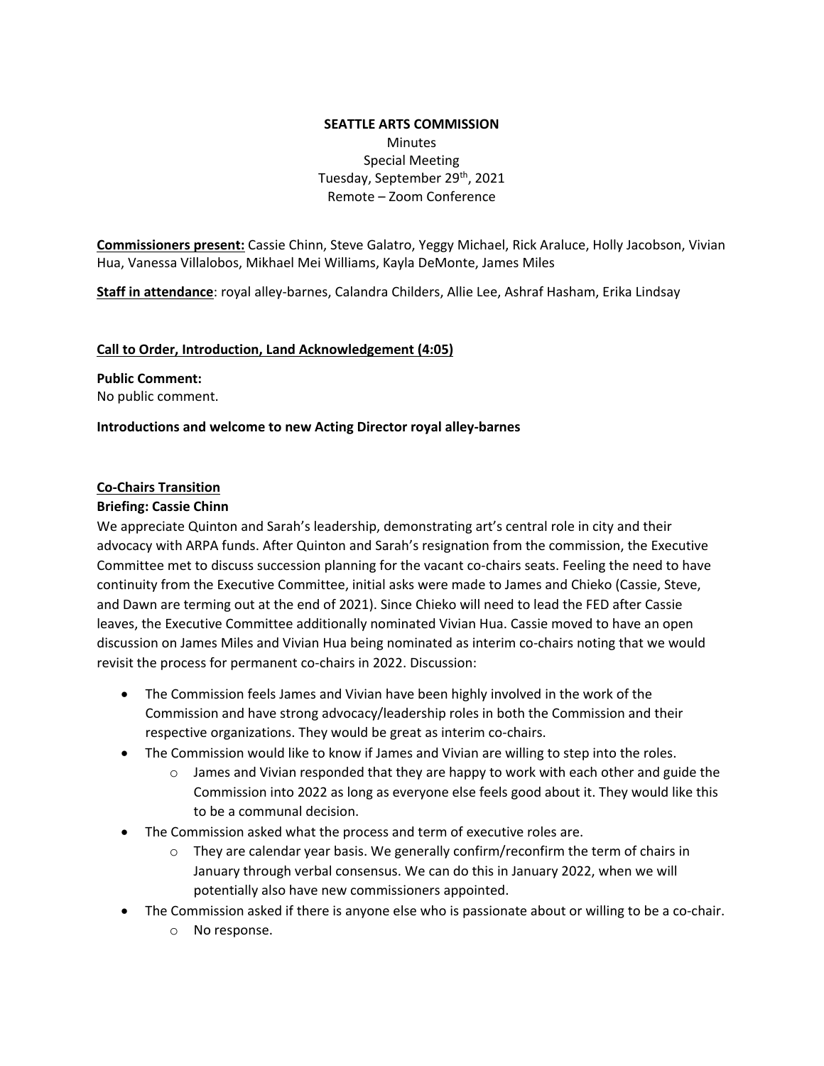**SEATTLE ARTS COMMISSION**

Minutes

Special Meeting

Tuesday, September 29th, 2021

Remote – Zoom Conference

**Commissioners present:** Cassie Chinn, Steve Galatro, Yeggy Michael, Rick Araluce, Holly Jacobson, Vivian Hua, Vanessa Villalobos, Mikhael Mei Williams, Kayla DeMonte, James Miles

**Staff in attendance**: royal alley-barnes, Calandra Childers, Allie Lee, Ashraf Hasham, Erika Lindsay

**Call to Order, Introduction, Land Acknowledgement (4:05)**

**Public Comment:**

No public comment.

**Introductions and welcome to new Acting Director royal alley-barnes**

**Co-Chairs Transition**

**Briefing: Cassie Chinn**

We appreciate Quinton and Sarah's leadership, demonstrating art's central role in city and their advocacy with ARPA funds. After Quinton and Sarah's resignation from the commission, the Executive Committee met to discuss succession planning for the vacant co-chairs seats. Feeling the need to have continuity from the Executive Committee, initial asks were made to James and Chieko (Cassie, Steve, and Dawn are terming out at the end of 2021). Since Chieko will need to lead the FED after Cassie leaves, the Executive Committee additionally nominated Vivian Hua. Cassie moved to have an open discussion on James Miles and Vivian Hua being nominated as interim co-chairs noting that we would revisit the process for permanent co-chairs in 2022. Discussion:

- The Commission feels James and Vivian have been highly involved in the work of the Commission and have strong advocacy/leadership roles in both the Commission and their respective organizations. They would be great as interim co-chairs.
- The Commission would like to know if James and Vivian are willing to step into the roles.
  - James and Vivian responded that they are happy to work with each other and guide the Commission into 2022 as long as everyone else feels good about it. They would like this to be a communal decision.
- The Commission asked what the process and term of executive roles are.
  - They are calendar year basis. We generally confirm/reconfirm the term of chairs in January through verbal consensus. We can do this in January 2022, when we will potentially also have new commissioners appointed.
- The Commission asked if there is anyone else who is passionate about or willing to be a co-chair.
  - No response.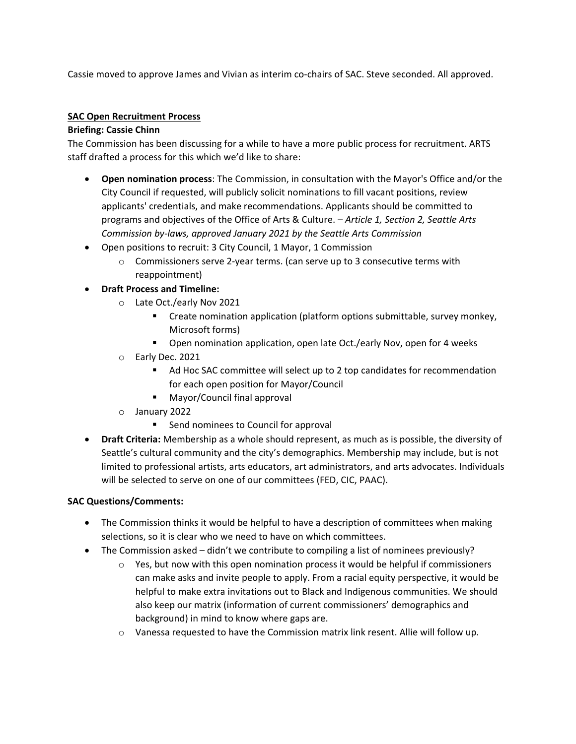Cassie moved to approve James and Vivian as interim co-chairs of SAC. Steve seconded. All approved.

**SAC Open Recruitment Process**

**Briefing: Cassie Chinn**

The Commission has been discussing for a while to have a more public process for recruitment. ARTS staff drafted a process for this which we'd like to share:

- **Open nomination process**: The Commission, in consultation with the Mayor's Office and/or the City Council if requested, will publicly solicit nominations to fill vacant positions, review applicants' credentials, and make recommendations. Applicants should be committed to programs and objectives of the Office of Arts & Culture. – *Article 1, Section 2, Seattle Arts Commission by-laws, approved January 2021 by the Seattle Arts Commission*
- Open positions to recruit: 3 City Council, 1 Mayor, 1 Commission
  - Commissioners serve 2-year terms. (can serve up to 3 consecutive terms with reappointment)
- **Draft Process and Timeline:**
  - Late Oct./early Nov 2021
    - Create nomination application (platform options submittable, survey monkey, Microsoft forms)
    - Open nomination application, open late Oct./early Nov, open for 4 weeks
  - Early Dec. 2021
    - Ad Hoc SAC committee will select up to 2 top candidates for recommendation for each open position for Mayor/Council
    - Mayor/Council final approval
  - January 2022
    - Send nominees to Council for approval
- **Draft Criteria:** Membership as a whole should represent, as much as is possible, the diversity of Seattle's cultural community and the city's demographics. Membership may include, but is not limited to professional artists, arts educators, art administrators, and arts advocates. Individuals will be selected to serve on one of our committees (FED, CIC, PAAC).

**SAC Questions/Comments:**

- The Commission thinks it would be helpful to have a description of committees when making selections, so it is clear who we need to have on which committees.
- The Commission asked – didn't we contribute to compiling a list of nominees previously?
  - Yes, but now with this open nomination process it would be helpful if commissioners can make asks and invite people to apply. From a racial equity perspective, it would be helpful to make extra invitations out to Black and Indigenous communities. We should also keep our matrix (information of current commissioners' demographics and background) in mind to know where gaps are.
  - Vanessa requested to have the Commission matrix link resent. Allie will follow up.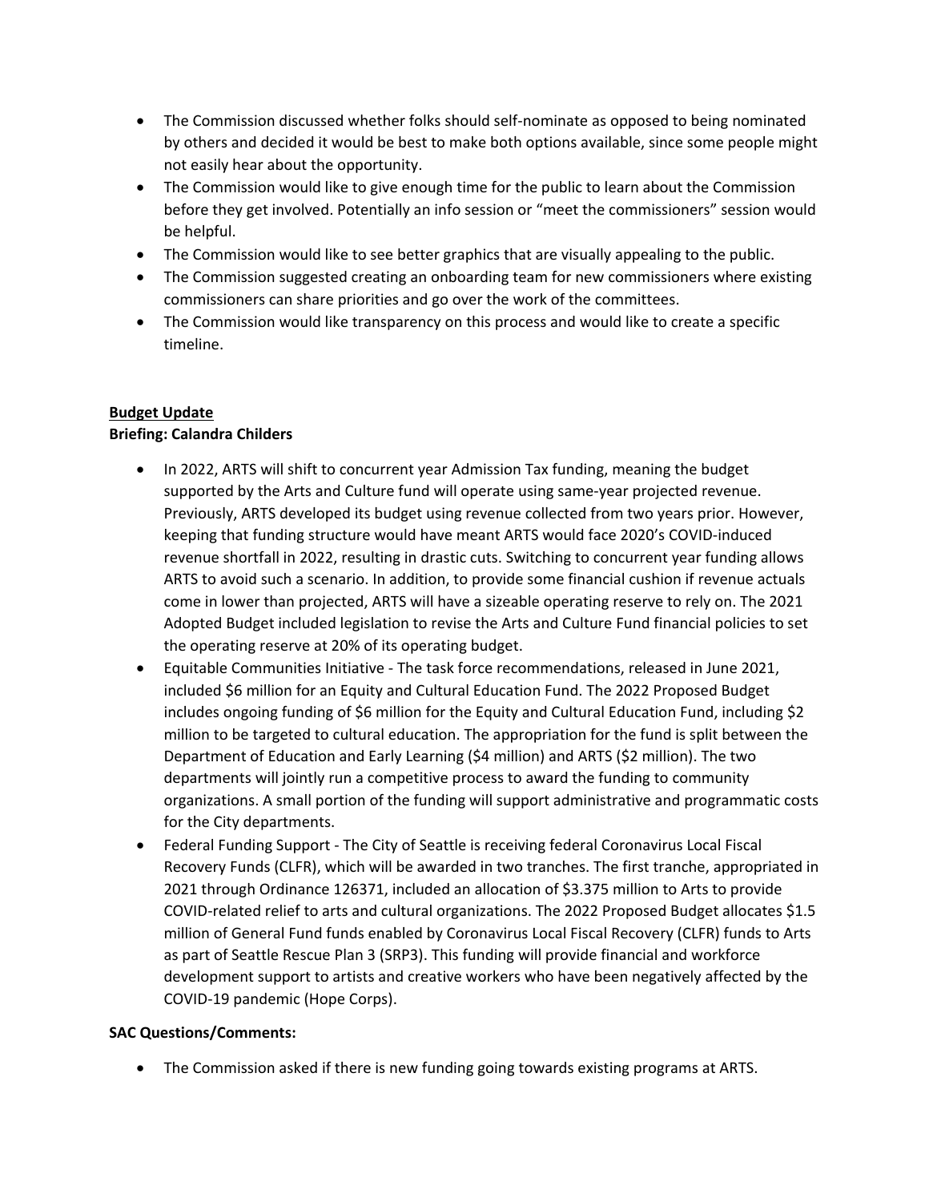- The Commission discussed whether folks should self-nominate as opposed to being nominated by others and decided it would be best to make both options available, since some people might not easily hear about the opportunity.
- The Commission would like to give enough time for the public to learn about the Commission before they get involved. Potentially an info session or "meet the commissioners" session would be helpful.
- The Commission would like to see better graphics that are visually appealing to the public.
- The Commission suggested creating an onboarding team for new commissioners where existing commissioners can share priorities and go over the work of the committees.
- The Commission would like transparency on this process and would like to create a specific timeline.

**Budget Update**

**Briefing: Calandra Childers**

- In 2022, ARTS will shift to concurrent year Admission Tax funding, meaning the budget supported by the Arts and Culture fund will operate using same-year projected revenue. Previously, ARTS developed its budget using revenue collected from two years prior. However, keeping that funding structure would have meant ARTS would face 2020's COVID-induced revenue shortfall in 2022, resulting in drastic cuts. Switching to concurrent year funding allows ARTS to avoid such a scenario. In addition, to provide some financial cushion if revenue actuals come in lower than projected, ARTS will have a sizeable operating reserve to rely on. The 2021 Adopted Budget included legislation to revise the Arts and Culture Fund financial policies to set the operating reserve at 20% of its operating budget.
- Equitable Communities Initiative - The task force recommendations, released in June 2021, included $6 million for an Equity and Cultural Education Fund. The 2022 Proposed Budget includes ongoing funding of $6 million for the Equity and Cultural Education Fund, including $2 million to be targeted to cultural education. The appropriation for the fund is split between the Department of Education and Early Learning ($4 million) and ARTS ($2 million). The two departments will jointly run a competitive process to award the funding to community organizations. A small portion of the funding will support administrative and programmatic costs for the City departments.
- Federal Funding Support - The City of Seattle is receiving federal Coronavirus Local Fiscal Recovery Funds (CLFR), which will be awarded in two tranches. The first tranche, appropriated in 2021 through Ordinance 126371, included an allocation of $3.375 million to Arts to provide COVID-related relief to arts and cultural organizations. The 2022 Proposed Budget allocates $1.5 million of General Fund funds enabled by Coronavirus Local Fiscal Recovery (CLFR) funds to Arts as part of Seattle Rescue Plan 3 (SRP3). This funding will provide financial and workforce development support to artists and creative workers who have been negatively affected by the COVID-19 pandemic (Hope Corps).

**SAC Questions/Comments:**

- The Commission asked if there is new funding going towards existing programs at ARTS.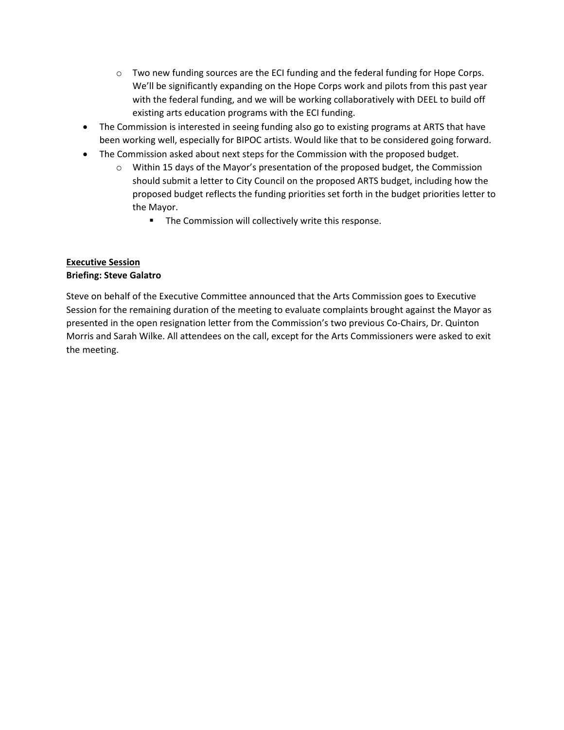- Two new funding sources are the ECI funding and the federal funding for Hope Corps. We'll be significantly expanding on the Hope Corps work and pilots from this past year with the federal funding, and we will be working collaboratively with DEEL to build off existing arts education programs with the ECI funding.
- The Commission is interested in seeing funding also go to existing programs at ARTS that have been working well, especially for BIPOC artists. Would like that to be considered going forward.
- The Commission asked about next steps for the Commission with the proposed budget.
    - Within 15 days of the Mayor's presentation of the proposed budget, the Commission should submit a letter to City Council on the proposed ARTS budget, including how the proposed budget reflects the funding priorities set forth in the budget priorities letter to the Mayor.
        - The Commission will collectively write this response.

**<u>Executive Session</u>**
**Briefing: Steve Galatro**

Steve on behalf of the Executive Committee announced that the Arts Commission goes to Executive Session for the remaining duration of the meeting to evaluate complaints brought against the Mayor as presented in the open resignation letter from the Commission's two previous Co-Chairs, Dr. Quinton Morris and Sarah Wilke. All attendees on the call, except for the Arts Commissioners were asked to exit the meeting.